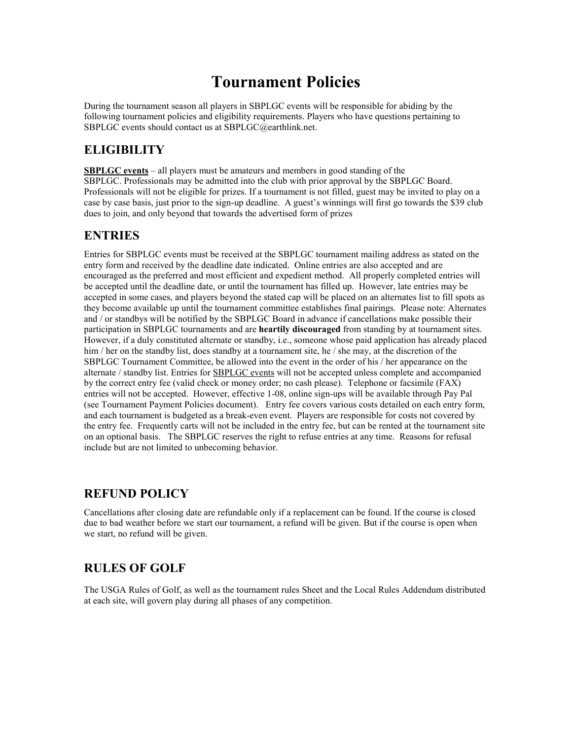# Tournament Policies

During the tournament season all players in SBPLGC events will be responsible for abiding by the following tournament policies and eligibility requirements. Players who have questions pertaining to SBPLGC events should contact us at SBPLGC@earthlink.net.

## ELIGIBILITY

**SBPLGC events** – all players must be amateurs and members in good standing of the SBPLGC. Professionals may be admitted into the club with prior approval by the SBPLGC Board. Professionals will not be eligible for prizes. If a tournament is not filled, guest may be invited to play on a case by case basis, just prior to the sign-up deadline. A guest's winnings will first go towards the $39 club dues to join, and only beyond that towards the advertised form of prizes

## ENTRIES

Entries for SBPLGC events must be received at the SBPLGC tournament mailing address as stated on the entry form and received by the deadline date indicated. Online entries are also accepted and are encouraged as the preferred and most efficient and expedient method. All properly completed entries will be accepted until the deadline date, or until the tournament has filled up. However, late entries may be accepted in some cases, and players beyond the stated cap will be placed on an alternates list to fill spots as they become available up until the tournament committee establishes final pairings. Please note: Alternates and / or standbys will be notified by the SBPLGC Board in advance if cancellations make possible their participation in SBPLGC tournaments and are **heartily discouraged** from standing by at tournament sites. However, if a duly constituted alternate or standby, i.e., someone whose paid application has already placed him / her on the standby list, does standby at a tournament site, he / she may, at the discretion of the SBPLGC Tournament Committee, be allowed into the event in the order of his / her appearance on the alternate / standby list. Entries for SBPLGC events will not be accepted unless complete and accompanied by the correct entry fee (valid check or money order; no cash please). Telephone or facsimile (FAX) entries will not be accepted. However, effective 1-08, online sign-ups will be available through Pay Pal (see Tournament Payment Policies document). Entry fee covers various costs detailed on each entry form, and each tournament is budgeted as a break-even event. Players are responsible for costs not covered by the entry fee. Frequently carts will not be included in the entry fee, but can be rented at the tournament site on an optional basis. The SBPLGC reserves the right to refuse entries at any time. Reasons for refusal include but are not limited to unbecoming behavior.

## REFUND POLICY

Cancellations after closing date are refundable only if a replacement can be found. If the course is closed due to bad weather before we start our tournament, a refund will be given. But if the course is open when we start, no refund will be given.

## RULES OF GOLF

The USGA Rules of Golf, as well as the tournament rules Sheet and the Local Rules Addendum distributed at each site, will govern play during all phases of any competition.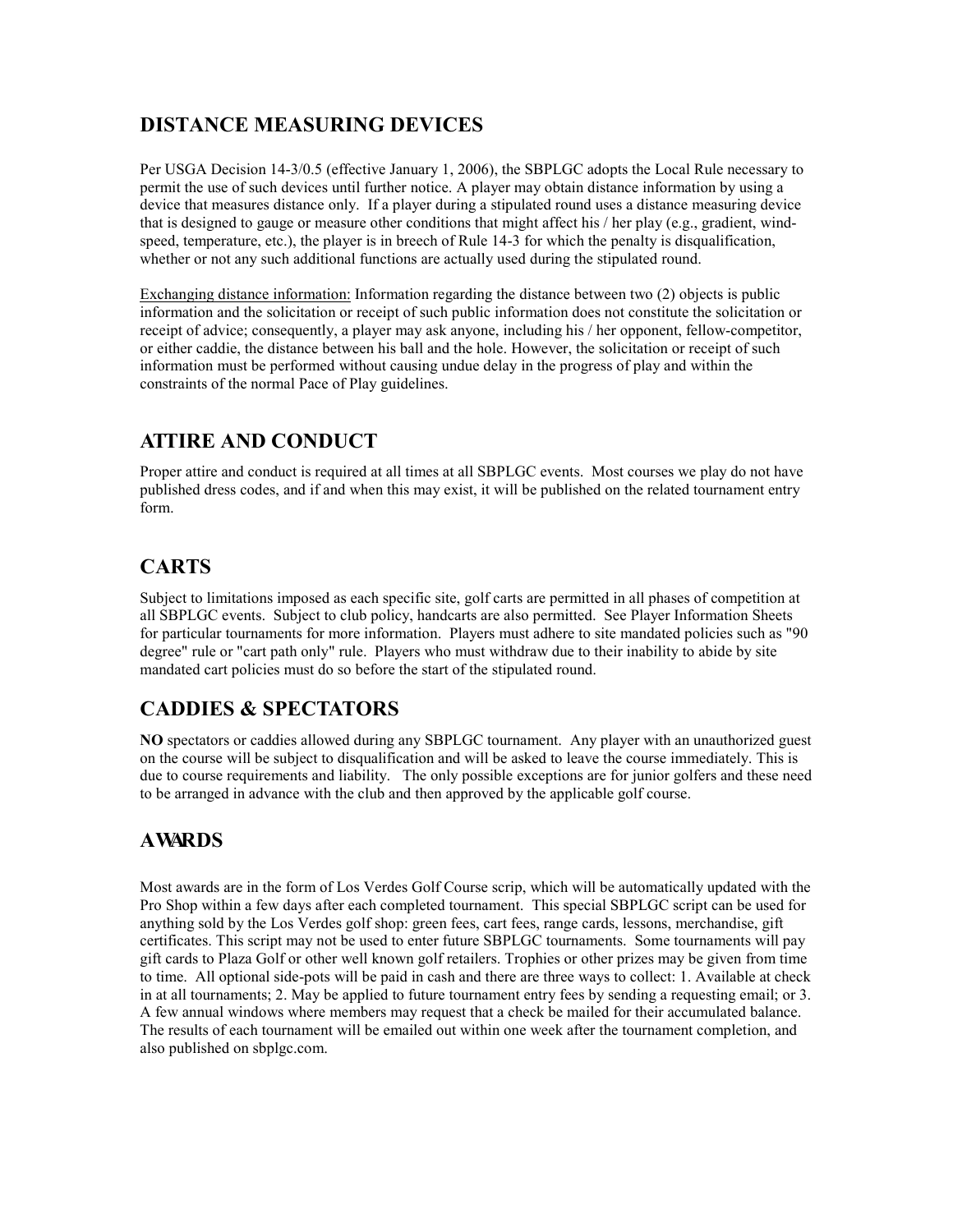## DISTANCE MEASURING DEVICES

Per USGA Decision 14-3/0.5 (effective January 1, 2006), the SBPLGC adopts the Local Rule necessary to permit the use of such devices until further notice. A player may obtain distance information by using a device that measures distance only. If a player during a stipulated round uses a distance measuring device that is designed to gauge or measure other conditions that might affect his / her play (e.g., gradient, wind-speed, temperature, etc.), the player is in breech of Rule 14-3 for which the penalty is disqualification, whether or not any such additional functions are actually used during the stipulated round.

Exchanging distance information: Information regarding the distance between two (2) objects is public information and the solicitation or receipt of such public information does not constitute the solicitation or receipt of advice; consequently, a player may ask anyone, including his / her opponent, fellow-competitor, or either caddie, the distance between his ball and the hole. However, the solicitation or receipt of such information must be performed without causing undue delay in the progress of play and within the constraints of the normal Pace of Play guidelines.

## ATTIRE AND CONDUCT

Proper attire and conduct is required at all times at all SBPLGC events. Most courses we play do not have published dress codes, and if and when this may exist, it will be published on the related tournament entry form.

## CARTS

Subject to limitations imposed as each specific site, golf carts are permitted in all phases of competition at all SBPLGC events. Subject to club policy, handcarts are also permitted. See Player Information Sheets for particular tournaments for more information. Players must adhere to site mandated policies such as "90 degree" rule or "cart path only" rule. Players who must withdraw due to their inability to abide by site mandated cart policies must do so before the start of the stipulated round.

## CADDIES & SPECTATORS

**NO** spectators or caddies allowed during any SBPLGC tournament. Any player with an unauthorized guest on the course will be subject to disqualification and will be asked to leave the course immediately. This is due to course requirements and liability. The only possible exceptions are for junior golfers and these need to be arranged in advance with the club and then approved by the applicable golf course.

## AWARDS

Most awards are in the form of Los Verdes Golf Course scrip, which will be automatically updated with the Pro Shop within a few days after each completed tournament. This special SBPLGC script can be used for anything sold by the Los Verdes golf shop: green fees, cart fees, range cards, lessons, merchandise, gift certificates. This script may not be used to enter future SBPLGC tournaments. Some tournaments will pay gift cards to Plaza Golf or other well known golf retailers. Trophies or other prizes may be given from time to time. All optional side-pots will be paid in cash and there are three ways to collect: 1. Available at check in at all tournaments; 2. May be applied to future tournament entry fees by sending a requesting email; or 3. A few annual windows where members may request that a check be mailed for their accumulated balance. The results of each tournament will be emailed out within one week after the tournament completion, and also published on sbplgc.com.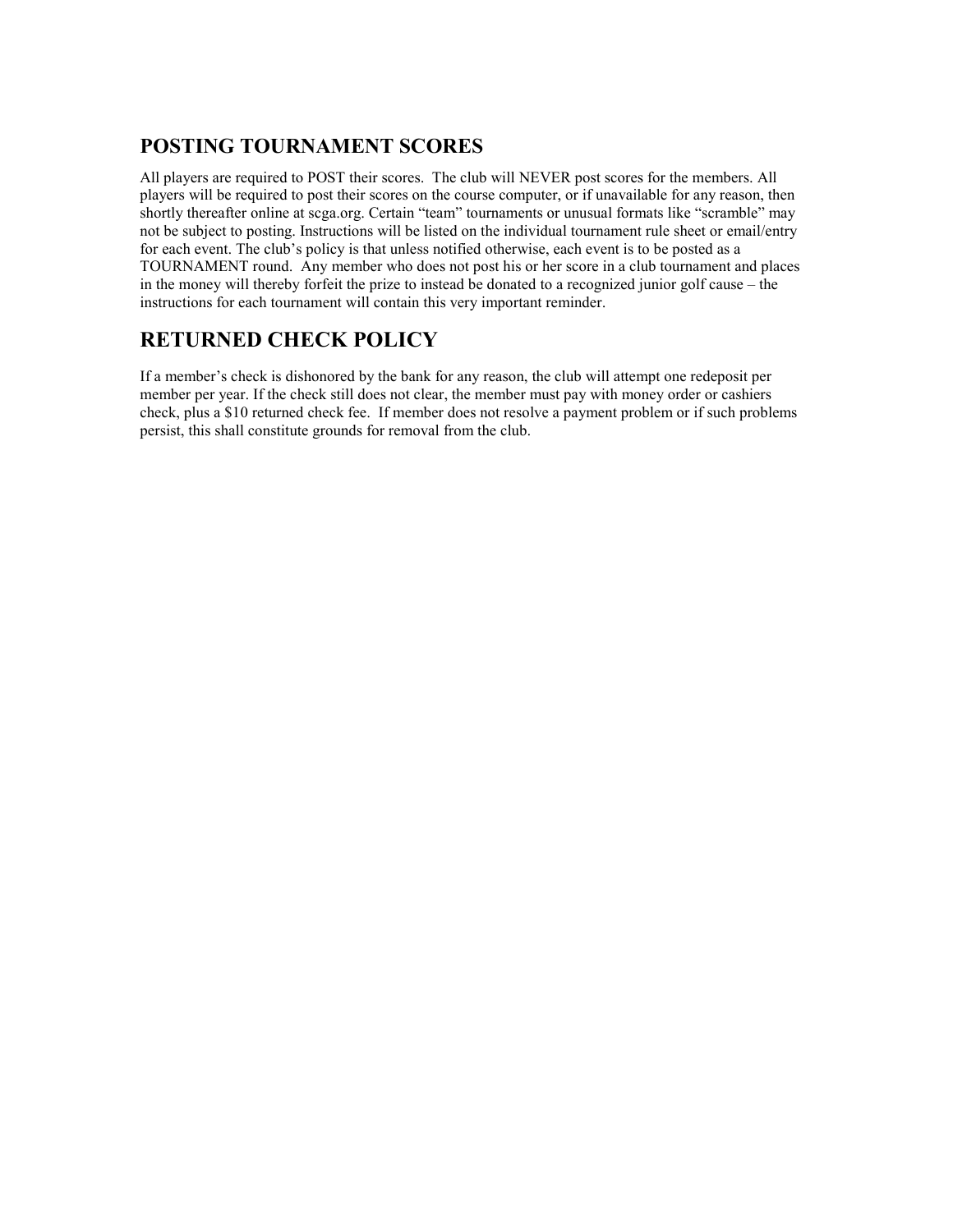## POSTING TOURNAMENT SCORES

All players are required to POST their scores. The club will NEVER post scores for the members. All players will be required to post their scores on the course computer, or if unavailable for any reason, then shortly thereafter online at scga.org. Certain "team" tournaments or unusual formats like "scramble" may not be subject to posting. Instructions will be listed on the individual tournament rule sheet or email/entry for each event. The club's policy is that unless notified otherwise, each event is to be posted as a TOURNAMENT round. Any member who does not post his or her score in a club tournament and places in the money will thereby forfeit the prize to instead be donated to a recognized junior golf cause – the instructions for each tournament will contain this very important reminder.

## RETURNED CHECK POLICY

If a member's check is dishonored by the bank for any reason, the club will attempt one redeposit per member per year. If the check still does not clear, the member must pay with money order or cashiers check, plus a $10 returned check fee. If member does not resolve a payment problem or if such problems persist, this shall constitute grounds for removal from the club.